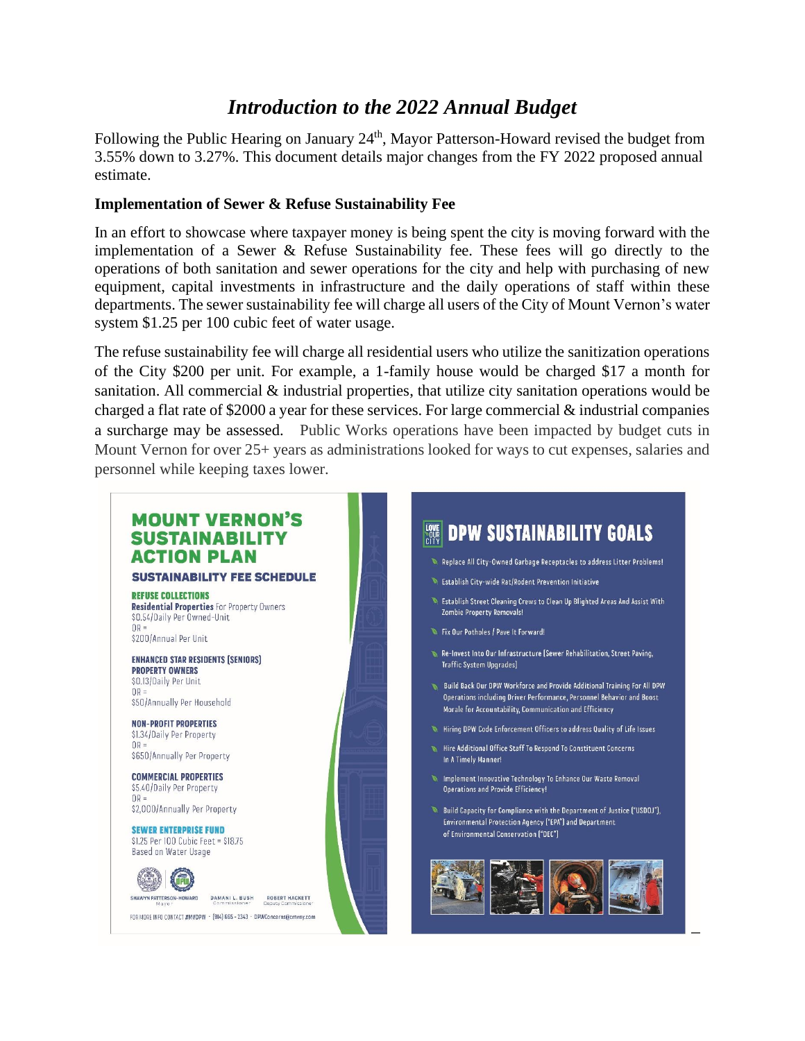# *Introduction to the 2022 Annual Budget*

Following the Public Hearing on January 24th, Mayor Patterson-Howard revised the budget from 3.55% down to 3.27%. This document details major changes from the FY 2022 proposed annual estimate.

### Implementation of Sewer & Refuse Sustainability Fee

In an effort to showcase where taxpayer money is being spent the city is moving forward with the implementation of a Sewer & Refuse Sustainability fee. These fees will go directly to the operations of both sanitation and sewer operations for the city and help with purchasing of new equipment, capital investments in infrastructure and the daily operations of staff within these departments. The sewer sustainability fee will charge all users of the City of Mount Vernon's water system $1.25 per 100 cubic feet of water usage.

The refuse sustainability fee will charge all residential users who utilize the sanitization operations of the City $200 per unit. For example, a 1-family house would be charged $17 a month for sanitation. All commercial & industrial properties, that utilize city sanitation operations would be charged a flat rate of $2000 a year for these services. For large commercial & industrial companies a surcharge may be assessed. Public Works operations have been impacted by budget cuts in Mount Vernon for over 25+ years as administrations looked for ways to cut expenses, salaries and personnel while keeping taxes lower.

## MOUNT VERNON'S SUSTAINABILITY ACTION PLAN

### SUSTAINABILITY FEE SCHEDULE

**REFUSE COLLECTIONS**

**Residential Properties** For Property Owners
$0.54/Daily Per Owned-Unit
OR =
$200/Annual Per Unit

**ENHANCED STAR RESIDENTS (SENIORS) PROPERTY OWNERS**
$0.13/Daily Per Unit
OR =
$50/Annually Per Household

**NON-PROFIT PROPERTIES**
$1.34/Daily Per Property
OR =
$650/Annually Per Property

**COMMERCIAL PROPERTIES**
$5.40/Daily Per Property
OR =
$2,000/Annually Per Property

**SEWER ENTERPRISE FUND**
$1.25 Per 100 Cubic Feet = $18.75
Based on Water Usage

SHAWYN PATTERSON-HOWARD, Mayor
DAMANI L. BUSH, Commissioner
ROBERT HACKETT, Deputy Commissioner

FOR MORE INFO CONTACT #MVDPW · (914) 665-2343 · DPWConcerns@cmvny.com

## DPW SUSTAINABILITY GOALS

- Replace All City-Owned Garbage Receptacles to address Litter Problems!
- Establish City-wide Rat/Rodent Prevention Initiative
- Establish Street Cleaning Crews to Clean Up Blighted Areas And Assist With Zombie Property Removals!
- Fix Our Potholes / Pave It Forward!
- Re-Invest Into Our Infrastructure (Sewer Rehabilitation, Street Paving, Traffic System Upgrades)
- Build Back Our DPW Workforce and Provide Additional Training For All DPW Operations including Driver Performance, Personnel Behavior and Boost Morale for Accountability, Communication and Efficiency
- Hiring DPW Code Enforcement Officers to address Quality of Life Issues
- Hire Additional Office Staff To Respond To Constituent Concerns In A Timely Manner!
- Implement Innovative Technology To Enhance Our Waste Removal Operations and Provide Efficiency!
- Build Capacity for Compliance with the Department of Justice ("USDOJ"), Environmental Protection Agency ("EPA") and Department of Environmental Conservation ("DEC")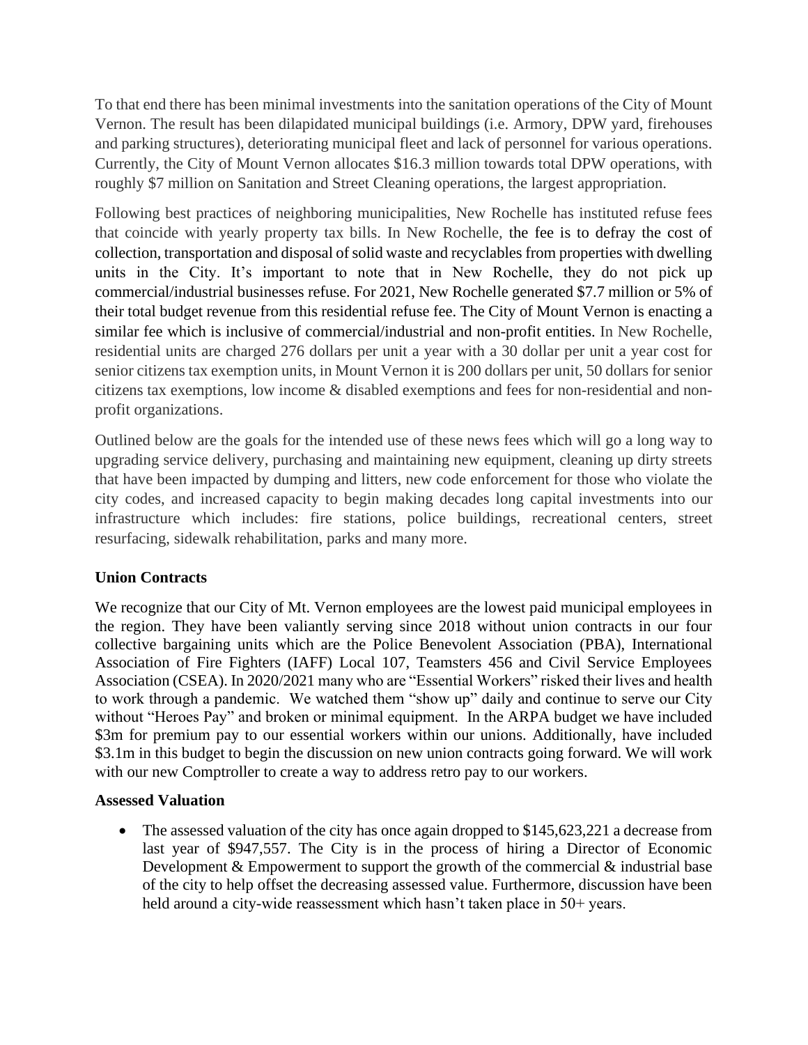To that end there has been minimal investments into the sanitation operations of the City of Mount Vernon. The result has been dilapidated municipal buildings (i.e. Armory, DPW yard, firehouses and parking structures), deteriorating municipal fleet and lack of personnel for various operations. Currently, the City of Mount Vernon allocates $16.3 million towards total DPW operations, with roughly $7 million on Sanitation and Street Cleaning operations, the largest appropriation.

Following best practices of neighboring municipalities, New Rochelle has instituted refuse fees that coincide with yearly property tax bills. In New Rochelle, the fee is to defray the cost of collection, transportation and disposal of solid waste and recyclables from properties with dwelling units in the City. It's important to note that in New Rochelle, they do not pick up commercial/industrial businesses refuse. For 2021, New Rochelle generated $7.7 million or 5% of their total budget revenue from this residential refuse fee. The City of Mount Vernon is enacting a similar fee which is inclusive of commercial/industrial and non-profit entities. In New Rochelle, residential units are charged 276 dollars per unit a year with a 30 dollar per unit a year cost for senior citizens tax exemption units, in Mount Vernon it is 200 dollars per unit, 50 dollars for senior citizens tax exemptions, low income & disabled exemptions and fees for non-residential and non-profit organizations.

Outlined below are the goals for the intended use of these news fees which will go a long way to upgrading service delivery, purchasing and maintaining new equipment, cleaning up dirty streets that have been impacted by dumping and litters, new code enforcement for those who violate the city codes, and increased capacity to begin making decades long capital investments into our infrastructure which includes: fire stations, police buildings, recreational centers, street resurfacing, sidewalk rehabilitation, parks and many more.

**Union Contracts**

We recognize that our City of Mt. Vernon employees are the lowest paid municipal employees in the region. They have been valiantly serving since 2018 without union contracts in our four collective bargaining units which are the Police Benevolent Association (PBA), International Association of Fire Fighters (IAFF) Local 107, Teamsters 456 and Civil Service Employees Association (CSEA). In 2020/2021 many who are "Essential Workers" risked their lives and health to work through a pandemic. We watched them "show up" daily and continue to serve our City without "Heroes Pay" and broken or minimal equipment. In the ARPA budget we have included $3m for premium pay to our essential workers within our unions. Additionally, have included $3.1m in this budget to begin the discussion on new union contracts going forward. We will work with our new Comptroller to create a way to address retro pay to our workers.

**Assessed Valuation**

- The assessed valuation of the city has once again dropped to $145,623,221 a decrease from last year of $947,557. The City is in the process of hiring a Director of Economic Development & Empowerment to support the growth of the commercial & industrial base of the city to help offset the decreasing assessed value. Furthermore, discussion have been held around a city-wide reassessment which hasn't taken place in 50+ years.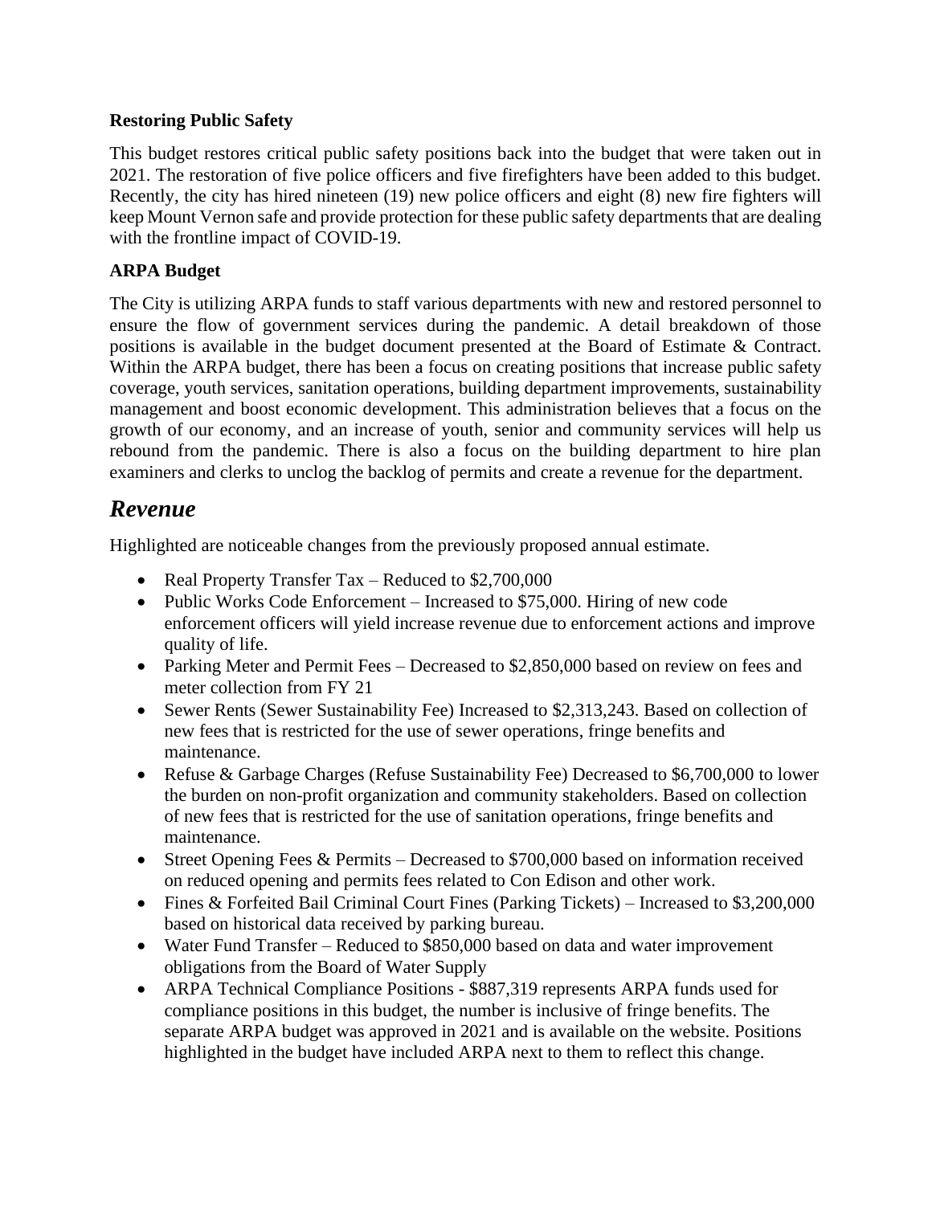**Restoring Public Safety**

This budget restores critical public safety positions back into the budget that were taken out in 2021. The restoration of five police officers and five firefighters have been added to this budget. Recently, the city has hired nineteen (19) new police officers and eight (8) new fire fighters will keep Mount Vernon safe and provide protection for these public safety departments that are dealing with the frontline impact of COVID-19.

**ARPA Budget**

The City is utilizing ARPA funds to staff various departments with new and restored personnel to ensure the flow of government services during the pandemic. A detail breakdown of those positions is available in the budget document presented at the Board of Estimate & Contract. Within the ARPA budget, there has been a focus on creating positions that increase public safety coverage, youth services, sanitation operations, building department improvements, sustainability management and boost economic development. This administration believes that a focus on the growth of our economy, and an increase of youth, senior and community services will help us rebound from the pandemic. There is also a focus on the building department to hire plan examiners and clerks to unclog the backlog of permits and create a revenue for the department.

## *Revenue*

Highlighted are noticeable changes from the previously proposed annual estimate.

- Real Property Transfer Tax – Reduced to $2,700,000
- Public Works Code Enforcement – Increased to $75,000. Hiring of new code enforcement officers will yield increase revenue due to enforcement actions and improve quality of life.
- Parking Meter and Permit Fees – Decreased to $2,850,000 based on review on fees and meter collection from FY 21
- Sewer Rents (Sewer Sustainability Fee) Increased to $2,313,243. Based on collection of new fees that is restricted for the use of sewer operations, fringe benefits and maintenance.
- Refuse & Garbage Charges (Refuse Sustainability Fee) Decreased to $6,700,000 to lower the burden on non-profit organization and community stakeholders. Based on collection of new fees that is restricted for the use of sanitation operations, fringe benefits and maintenance.
- Street Opening Fees & Permits – Decreased to $700,000 based on information received on reduced opening and permits fees related to Con Edison and other work.
- Fines & Forfeited Bail Criminal Court Fines (Parking Tickets) – Increased to $3,200,000 based on historical data received by parking bureau.
- Water Fund Transfer – Reduced to $850,000 based on data and water improvement obligations from the Board of Water Supply
- ARPA Technical Compliance Positions - $887,319 represents ARPA funds used for compliance positions in this budget, the number is inclusive of fringe benefits. The separate ARPA budget was approved in 2021 and is available on the website. Positions highlighted in the budget have included ARPA next to them to reflect this change.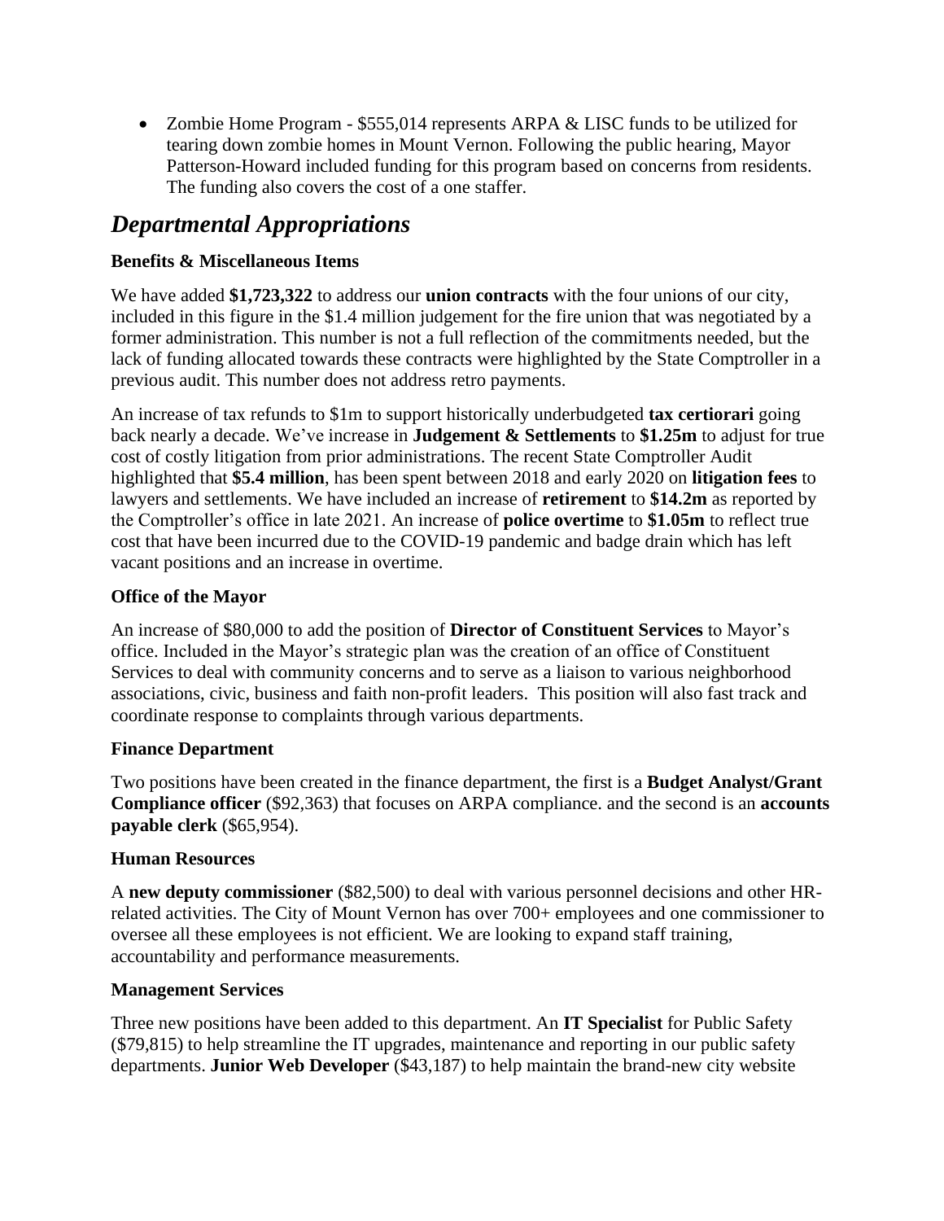- Zombie Home Program - $555,014 represents ARPA & LISC funds to be utilized for tearing down zombie homes in Mount Vernon. Following the public hearing, Mayor Patterson-Howard included funding for this program based on concerns from residents. The funding also covers the cost of a one staffer.

## *Departmental Appropriations*

**Benefits & Miscellaneous Items**

We have added **$1,723,322** to address our **union contracts** with the four unions of our city, included in this figure in the $1.4 million judgement for the fire union that was negotiated by a former administration. This number is not a full reflection of the commitments needed, but the lack of funding allocated towards these contracts were highlighted by the State Comptroller in a previous audit. This number does not address retro payments.

An increase of tax refunds to $1m to support historically underbudgeted **tax certiorari** going back nearly a decade. We've increase in **Judgement & Settlements** to **$1.25m** to adjust for true cost of costly litigation from prior administrations. The recent State Comptroller Audit highlighted that **$5.4 million**, has been spent between 2018 and early 2020 on **litigation fees** to lawyers and settlements. We have included an increase of **retirement** to **$14.2m** as reported by the Comptroller's office in late 2021. An increase of **police overtime** to **$1.05m** to reflect true cost that have been incurred due to the COVID-19 pandemic and badge drain which has left vacant positions and an increase in overtime.

**Office of the Mayor**

An increase of $80,000 to add the position of **Director of Constituent Services** to Mayor's office. Included in the Mayor's strategic plan was the creation of an office of Constituent Services to deal with community concerns and to serve as a liaison to various neighborhood associations, civic, business and faith non-profit leaders. This position will also fast track and coordinate response to complaints through various departments.

**Finance Department**

Two positions have been created in the finance department, the first is a **Budget Analyst/Grant Compliance officer** ($92,363) that focuses on ARPA compliance. and the second is an **accounts payable clerk** ($65,954).

**Human Resources**

A **new deputy commissioner** ($82,500) to deal with various personnel decisions and other HR-related activities. The City of Mount Vernon has over 700+ employees and one commissioner to oversee all these employees is not efficient. We are looking to expand staff training, accountability and performance measurements.

**Management Services**

Three new positions have been added to this department. An **IT Specialist** for Public Safety ($79,815) to help streamline the IT upgrades, maintenance and reporting in our public safety departments. **Junior Web Developer** ($43,187) to help maintain the brand-new city website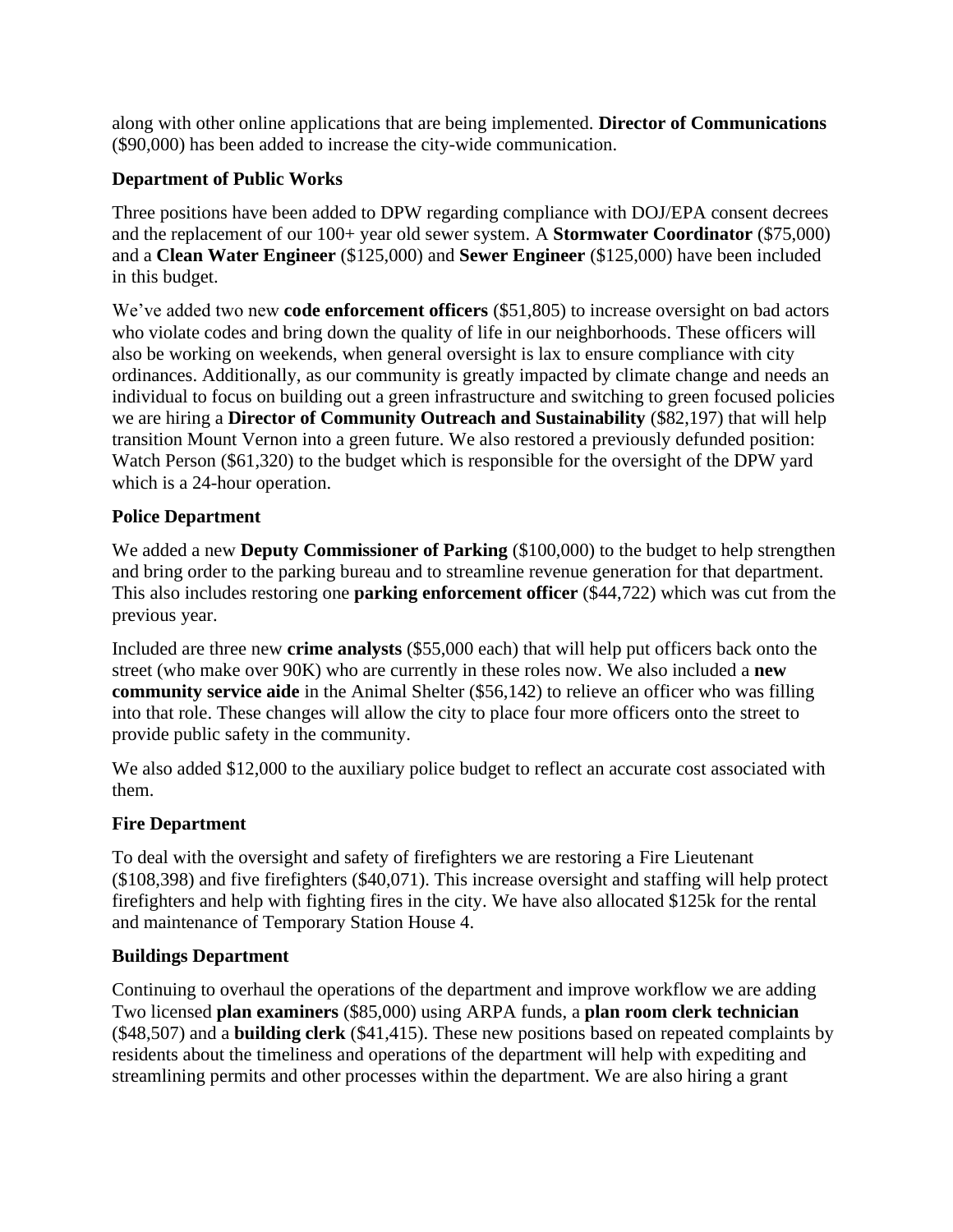along with other online applications that are being implemented. **Director of Communications** ($90,000) has been added to increase the city-wide communication.

**Department of Public Works**

Three positions have been added to DPW regarding compliance with DOJ/EPA consent decrees and the replacement of our 100+ year old sewer system. A **Stormwater Coordinator** ($75,000) and a **Clean Water Engineer** ($125,000) and **Sewer Engineer** ($125,000) have been included in this budget.

We've added two new **code enforcement officers** ($51,805) to increase oversight on bad actors who violate codes and bring down the quality of life in our neighborhoods. These officers will also be working on weekends, when general oversight is lax to ensure compliance with city ordinances. Additionally, as our community is greatly impacted by climate change and needs an individual to focus on building out a green infrastructure and switching to green focused policies we are hiring a **Director of Community Outreach and Sustainability** ($82,197) that will help transition Mount Vernon into a green future. We also restored a previously defunded position: Watch Person ($61,320) to the budget which is responsible for the oversight of the DPW yard which is a 24-hour operation.

**Police Department**

We added a new **Deputy Commissioner of Parking** ($100,000) to the budget to help strengthen and bring order to the parking bureau and to streamline revenue generation for that department. This also includes restoring one **parking enforcement officer** ($44,722) which was cut from the previous year.

Included are three new **crime analysts** ($55,000 each) that will help put officers back onto the street (who make over 90K) who are currently in these roles now. We also included a **new community service aide** in the Animal Shelter ($56,142) to relieve an officer who was filling into that role. These changes will allow the city to place four more officers onto the street to provide public safety in the community.

We also added $12,000 to the auxiliary police budget to reflect an accurate cost associated with them.

**Fire Department**

To deal with the oversight and safety of firefighters we are restoring a Fire Lieutenant ($108,398) and five firefighters ($40,071). This increase oversight and staffing will help protect firefighters and help with fighting fires in the city. We have also allocated $125k for the rental and maintenance of Temporary Station House 4.

**Buildings Department**

Continuing to overhaul the operations of the department and improve workflow we are adding Two licensed **plan examiners** ($85,000) using ARPA funds, a **plan room clerk technician** ($48,507) and a **building clerk** ($41,415). These new positions based on repeated complaints by residents about the timeliness and operations of the department will help with expediting and streamlining permits and other processes within the department. We are also hiring a grant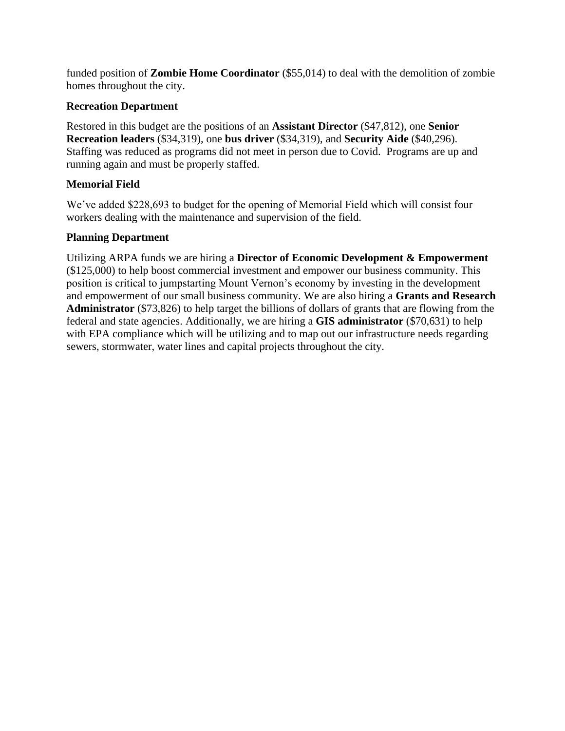funded position of **Zombie Home Coordinator** ($55,014) to deal with the demolition of zombie homes throughout the city.

**Recreation Department**

Restored in this budget are the positions of an **Assistant Director** ($47,812), one **Senior Recreation leaders** ($34,319), one **bus driver** ($34,319), and **Security Aide** ($40,296). Staffing was reduced as programs did not meet in person due to Covid. Programs are up and running again and must be properly staffed.

**Memorial Field**

We've added $228,693 to budget for the opening of Memorial Field which will consist four workers dealing with the maintenance and supervision of the field.

**Planning Department**

Utilizing ARPA funds we are hiring a **Director of Economic Development & Empowerment** ($125,000) to help boost commercial investment and empower our business community. This position is critical to jumpstarting Mount Vernon's economy by investing in the development and empowerment of our small business community. We are also hiring a **Grants and Research Administrator** ($73,826) to help target the billions of dollars of grants that are flowing from the federal and state agencies. Additionally, we are hiring a **GIS administrator** ($70,631) to help with EPA compliance which will be utilizing and to map out our infrastructure needs regarding sewers, stormwater, water lines and capital projects throughout the city.